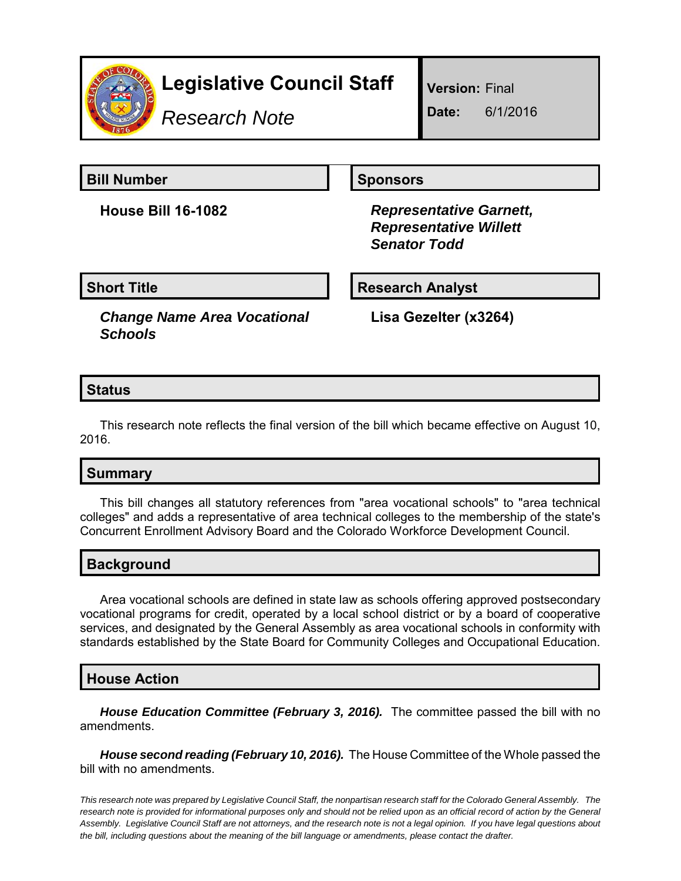# Legislative Council Staff

*Research Note*

**Version:** Final

**Date:** 6/1/2016

## Bill Number

**House Bill 16-1082**

## Sponsors

***Representative Garnett,***
***Representative Willett***
***Senator Todd***

## Short Title

***Change Name Area Vocational Schools***

## Research Analyst

**Lisa Gezelter (x3264)**

## Status

This research note reflects the final version of the bill which became effective on August 10, 2016.

## Summary

This bill changes all statutory references from "area vocational schools" to "area technical colleges" and adds a representative of area technical colleges to the membership of the state's Concurrent Enrollment Advisory Board and the Colorado Workforce Development Council.

## Background

Area vocational schools are defined in state law as schools offering approved postsecondary vocational programs for credit, operated by a local school district or by a board of cooperative services, and designated by the General Assembly as area vocational schools in conformity with standards established by the State Board for Community Colleges and Occupational Education.

## House Action

***House Education Committee (February 3, 2016).*** The committee passed the bill with no amendments.

***House second reading (February 10, 2016).*** The House Committee of the Whole passed the bill with no amendments.

*This research note was prepared by Legislative Council Staff, the nonpartisan research staff for the Colorado General Assembly. The research note is provided for informational purposes only and should not be relied upon as an official record of action by the General Assembly. Legislative Council Staff are not attorneys, and the research note is not a legal opinion. If you have legal questions about the bill, including questions about the meaning of the bill language or amendments, please contact the drafter.*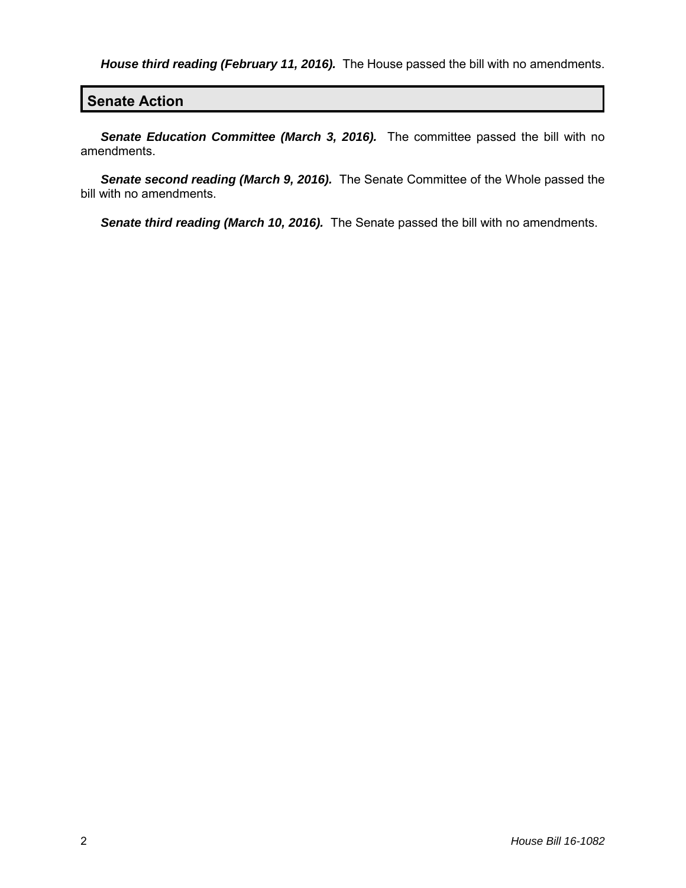***House third reading (February 11, 2016).*** The House passed the bill with no amendments.

## Senate Action

***Senate Education Committee (March 3, 2016).*** The committee passed the bill with no amendments.

***Senate second reading (March 9, 2016).*** The Senate Committee of the Whole passed the bill with no amendments.

***Senate third reading (March 10, 2016).*** The Senate passed the bill with no amendments.